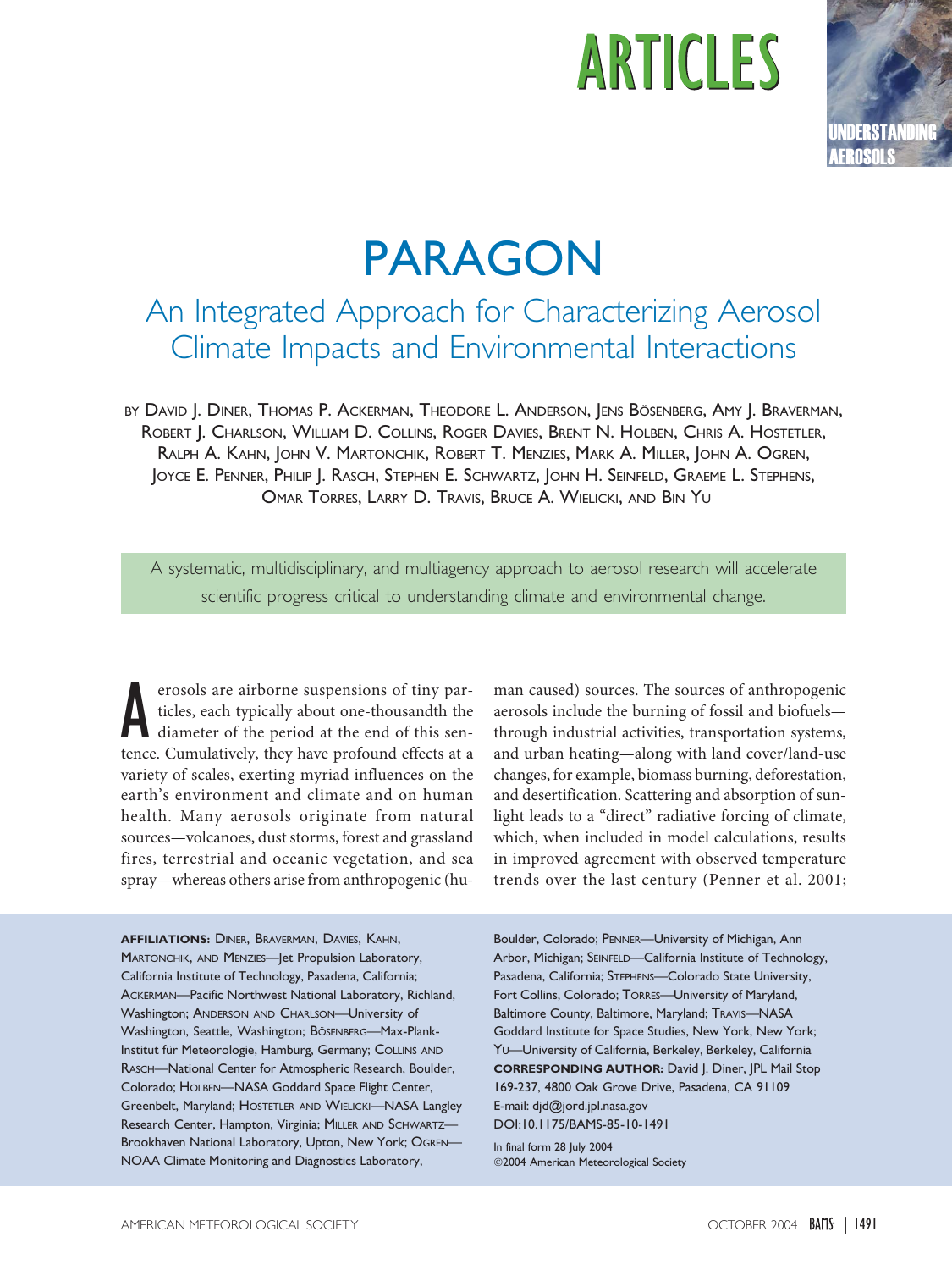ARTICLES

UNDERSTANDING AEROSOLS

# PARAGON

## An Integrated Approach for Characterizing Aerosol Climate Impacts and Environmental Interactions

BY DAVID J. DINER, THOMAS P. ACKERMAN, THEODORE L. ANDERSON, JENS BÖSENBERG, AMY J. BRAVERMAN, ROBERT J. CHARLSON, WILLIAM D. COLLINS, ROGER DAVIES, BRENT N. HOLBEN, CHRIS A. HOSTETLER, RALPH A. KAHN, JOHN V. MARTONCHIK, ROBERT T. MENZIES, MARK A. MILLER, JOHN A. OGREN, JOYCE E. PENNER, PHILIP J. RASCH, STEPHEN E. SCHWARTZ, JOHN H. SEINFELD, GRAEME L. STEPHENS, OMAR TORRES, LARRY D. TRAVIS, BRUCE A. WIELICKI, AND BIN YU

A systematic, multidisciplinary, and multiagency approach to aerosol research will accelerate scientific progress critical to understanding climate and environmental change.

Aerosols are airborne suspensions of tiny particles, each typically about one-thousandth the diameter of the period at the end of this sentence. Cumulatively, they have profound effects at a variety of scales, exerting myriad influences on the earth's environment and climate and on human health. Many aerosols originate from natural sources—volcanoes, dust storms, forest and grassland fires, terrestrial and oceanic vegetation, and sea spray—whereas others arise from anthropogenic (human caused) sources. The sources of anthropogenic aerosols include the burning of fossil and biofuels—through industrial activities, transportation systems, and urban heating—along with land cover/land-use changes, for example, biomass burning, deforestation, and desertification. Scattering and absorption of sunlight leads to a "direct" radiative forcing of climate, which, when included in model calculations, results in improved agreement with observed temperature trends over the last century (Penner et al. 2001;

**AFFILIATIONS:** DINER, BRAVERMAN, DAVIES, KAHN, MARTONCHIK, AND MENZIES—Jet Propulsion Laboratory, California Institute of Technology, Pasadena, California; ACKERMAN—Pacific Northwest National Laboratory, Richland, Washington; ANDERSON AND CHARLSON—University of Washington, Seattle, Washington; BÖSENBERG—Max-Planck-Institut für Meteorologie, Hamburg, Germany; COLLINS AND RASCH—National Center for Atmospheric Research, Boulder, Colorado; HOLBEN—NASA Goddard Space Flight Center, Greenbelt, Maryland; HOSTETLER AND WIELICKI—NASA Langley Research Center, Hampton, Virginia; MILLER AND SCHWARTZ—Brookhaven National Laboratory, Upton, New York; OGREN—NOAA Climate Monitoring and Diagnostics Laboratory, Boulder, Colorado; PENNER—University of Michigan, Ann Arbor, Michigan; SEINFELD—California Institute of Technology, Pasadena, California; STEPHENS—Colorado State University, Fort Collins, Colorado; TORRES—University of Maryland, Baltimore County, Baltimore, Maryland; TRAVIS—NASA Goddard Institute for Space Studies, New York, New York; YU—University of California, Berkeley, Berkeley, California

**CORRESPONDING AUTHOR:** David J. Diner, JPL Mail Stop 169-237, 4800 Oak Grove Drive, Pasadena, CA 91109

E-mail: djd@jord.jpl.nasa.gov

DOI:10.1175/BAMS-85-10-1491

In final form 28 July 2004

©2004 American Meteorological Society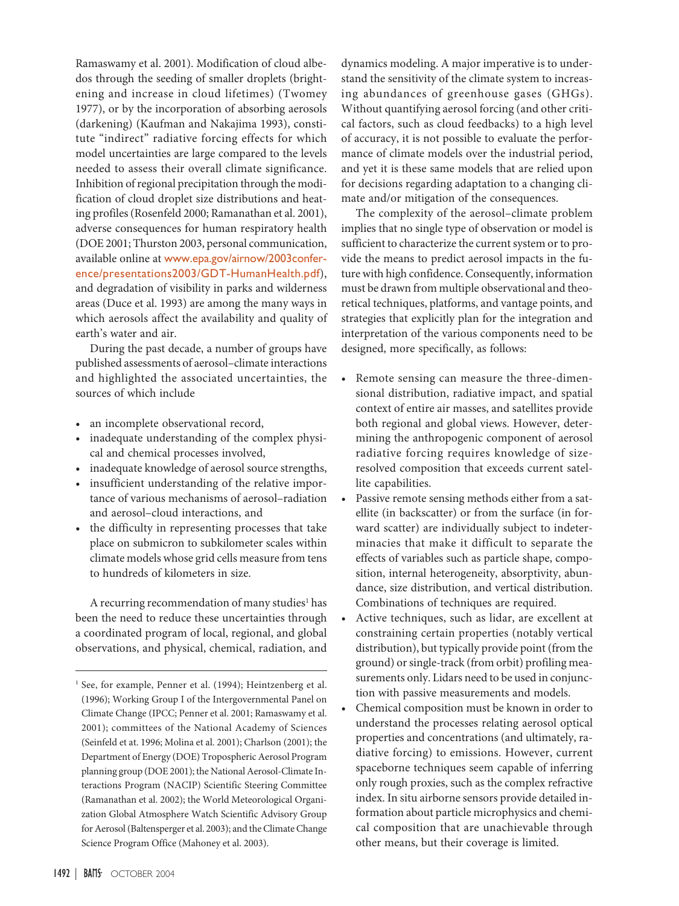Ramaswamy et al. 2001). Modification of cloud albedos through the seeding of smaller droplets (brightening and increase in cloud lifetimes) (Twomey 1977), or by the incorporation of absorbing aerosols (darkening) (Kaufman and Nakajima 1993), constitute "indirect" radiative forcing effects for which model uncertainties are large compared to the levels needed to assess their overall climate significance. Inhibition of regional precipitation through the modification of cloud droplet size distributions and heating profiles (Rosenfeld 2000; Ramanathan et al. 2001), adverse consequences for human respiratory health (DOE 2001; Thurston 2003, personal communication, available online at www.epa.gov/airnow/2003conference/presentations2003/GDT-HumanHealth.pdf), and degradation of visibility in parks and wilderness areas (Duce et al. 1993) are among the many ways in which aerosols affect the availability and quality of earth's water and air.

During the past decade, a number of groups have published assessments of aerosol–climate interactions and highlighted the associated uncertainties, the sources of which include

- an incomplete observational record,
- inadequate understanding of the complex physical and chemical processes involved,
- inadequate knowledge of aerosol source strengths,
- insufficient understanding of the relative importance of various mechanisms of aerosol–radiation and aerosol–cloud interactions, and
- the difficulty in representing processes that take place on submicron to subkilometer scales within climate models whose grid cells measure from tens to hundreds of kilometers in size.

A recurring recommendation of many studies[1] has been the need to reduce these uncertainties through a coordinated program of local, regional, and global observations, and physical, chemical, radiation, and dynamics modeling. A major imperative is to understand the sensitivity of the climate system to increasing abundances of greenhouse gases (GHGs). Without quantifying aerosol forcing (and other critical factors, such as cloud feedbacks) to a high level of accuracy, it is not possible to evaluate the performance of climate models over the industrial period, and yet it is these same models that are relied upon for decisions regarding adaptation to a changing climate and/or mitigation of the consequences.

The complexity of the aerosol–climate problem implies that no single type of observation or model is sufficient to characterize the current system or to provide the means to predict aerosol impacts in the future with high confidence. Consequently, information must be drawn from multiple observational and theoretical techniques, platforms, and vantage points, and strategies that explicitly plan for the integration and interpretation of the various components need to be designed, more specifically, as follows:

- Remote sensing can measure the three-dimensional distribution, radiative impact, and spatial context of entire air masses, and satellites provide both regional and global views. However, determining the anthropogenic component of aerosol radiative forcing requires knowledge of size-resolved composition that exceeds current satellite capabilities.
- Passive remote sensing methods either from a satellite (in backscatter) or from the surface (in forward scatter) are individually subject to indeterminacies that make it difficult to separate the effects of variables such as particle shape, composition, internal heterogeneity, absorptivity, abundance, size distribution, and vertical distribution. Combinations of techniques are required.
- Active techniques, such as lidar, are excellent at constraining certain properties (notably vertical distribution), but typically provide point (from the ground) or single-track (from orbit) profiling measurements only. Lidars need to be used in conjunction with passive measurements and models.
- Chemical composition must be known in order to understand the processes relating aerosol optical properties and concentrations (and ultimately, radiative forcing) to emissions. However, current spaceborne techniques seem capable of inferring only rough proxies, such as the complex refractive index. In situ airborne sensors provide detailed information about particle microphysics and chemical composition that are unachievable through other means, but their coverage is limited.

---

[1] See, for example, Penner et al. (1994); Heintzenberg et al. (1996); Working Group I of the Intergovernmental Panel on Climate Change (IPCC; Penner et al. 2001; Ramaswamy et al. 2001); committees of the National Academy of Sciences (Seinfeld et at. 1996; Molina et al. 2001); Charlson (2001); the Department of Energy (DOE) Tropospheric Aerosol Program planning group (DOE 2001); the National Aerosol-Climate Interactions Program (NACIP) Scientific Steering Committee (Ramanathan et al. 2002); the World Meteorological Organization Global Atmosphere Watch Scientific Advisory Group for Aerosol (Baltensperger et al. 2003); and the Climate Change Science Program Office (Mahoney et al. 2003).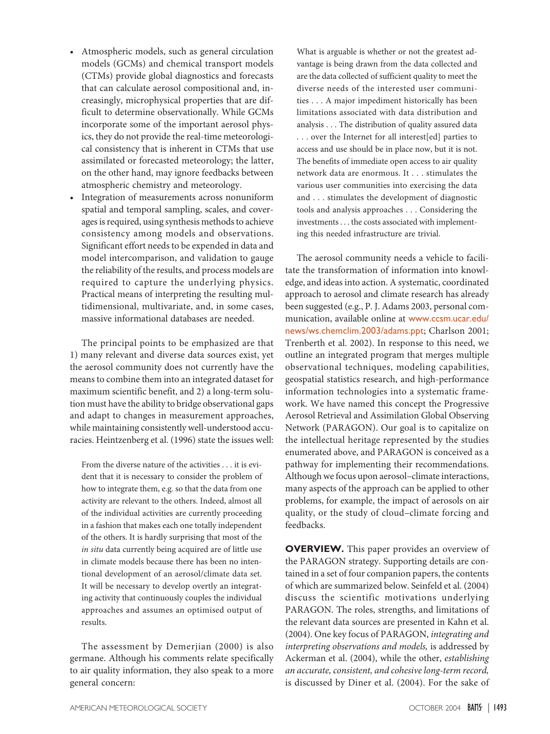- Atmospheric models, such as general circulation models (GCMs) and chemical transport models (CTMs) provide global diagnostics and forecasts that can calculate aerosol compositional and, increasingly, microphysical properties that are difficult to determine observationally. While GCMs incorporate some of the important aerosol physics, they do not provide the real-time meteorological consistency that is inherent in CTMs that use assimilated or forecasted meteorology; the latter, on the other hand, may ignore feedbacks between atmospheric chemistry and meteorology.
- Integration of measurements across nonuniform spatial and temporal sampling, scales, and coverages is required, using synthesis methods to achieve consistency among models and observations. Significant effort needs to be expended in data and model intercomparison, and validation to gauge the reliability of the results, and process models are required to capture the underlying physics. Practical means of interpreting the resulting multidimensional, multivariate, and, in some cases, massive informational databases are needed.

The principal points to be emphasized are that 1) many relevant and diverse data sources exist, yet the aerosol community does not currently have the means to combine them into an integrated dataset for maximum scientific benefit, and 2) a long-term solution must have the ability to bridge observational gaps and adapt to changes in measurement approaches, while maintaining consistently well-understood accuracies. Heintzenberg et al. (1996) state the issues well:

> From the diverse nature of the activities . . . it is evident that it is necessary to consider the problem of how to integrate them, e.g. so that the data from one activity are relevant to the others. Indeed, almost all of the individual activities are currently proceeding in a fashion that makes each one totally independent of the others. It is hardly surprising that most of the *in situ* data currently being acquired are of little use in climate models because there has been no intentional development of an aerosol/climate data set. It will be necessary to develop overtly an integrating activity that continuously couples the individual approaches and assumes an optimised output of results.

The assessment by Demerjian (2000) is also germane. Although his comments relate specifically to air quality information, they also speak to a more general concern:

> What is arguable is whether or not the greatest advantage is being drawn from the data collected and are the data collected of sufficient quality to meet the diverse needs of the interested user communities . . . A major impediment historically has been limitations associated with data distribution and analysis . . . The distribution of quality assured data . . . over the Internet for all interest[ed] parties to access and use should be in place now, but it is not. The benefits of immediate open access to air quality network data are enormous. It . . . stimulates the various user communities into exercising the data and . . . stimulates the development of diagnostic tools and analysis approaches . . . Considering the investments . . . the costs associated with implementing this needed infrastructure are trivial.

The aerosol community needs a vehicle to facilitate the transformation of information into knowledge, and ideas into action. A systematic, coordinated approach to aerosol and climate research has already been suggested (e.g., P. J. Adams 2003, personal communication, available online at www.ccsm.ucar.edu/news/ws.chemclim.2003/adams.ppt; Charlson 2001; Trenberth et al. 2002). In response to this need, we outline an integrated program that merges multiple observational techniques, modeling capabilities, geospatial statistics research, and high-performance information technologies into a systematic framework. We have named this concept the Progressive Aerosol Retrieval and Assimilation Global Observing Network (PARAGON). Our goal is to capitalize on the intellectual heritage represented by the studies enumerated above, and PARAGON is conceived as a pathway for implementing their recommendations. Although we focus upon aerosol–climate interactions, many aspects of the approach can be applied to other problems, for example, the impact of aerosols on air quality, or the study of cloud–climate forcing and feedbacks.

**OVERVIEW.** This paper provides an overview of the PARAGON strategy. Supporting details are contained in a set of four companion papers, the contents of which are summarized below. Seinfeld et al. (2004) discuss the scientific motivations underlying PARAGON. The roles, strengths, and limitations of the relevant data sources are presented in Kahn et al. (2004). One key focus of PARAGON, *integrating and interpreting observations and models,* is addressed by Ackerman et al. (2004), while the other, *establishing an accurate, consistent, and cohesive long-term record,* is discussed by Diner et al. (2004). For the sake of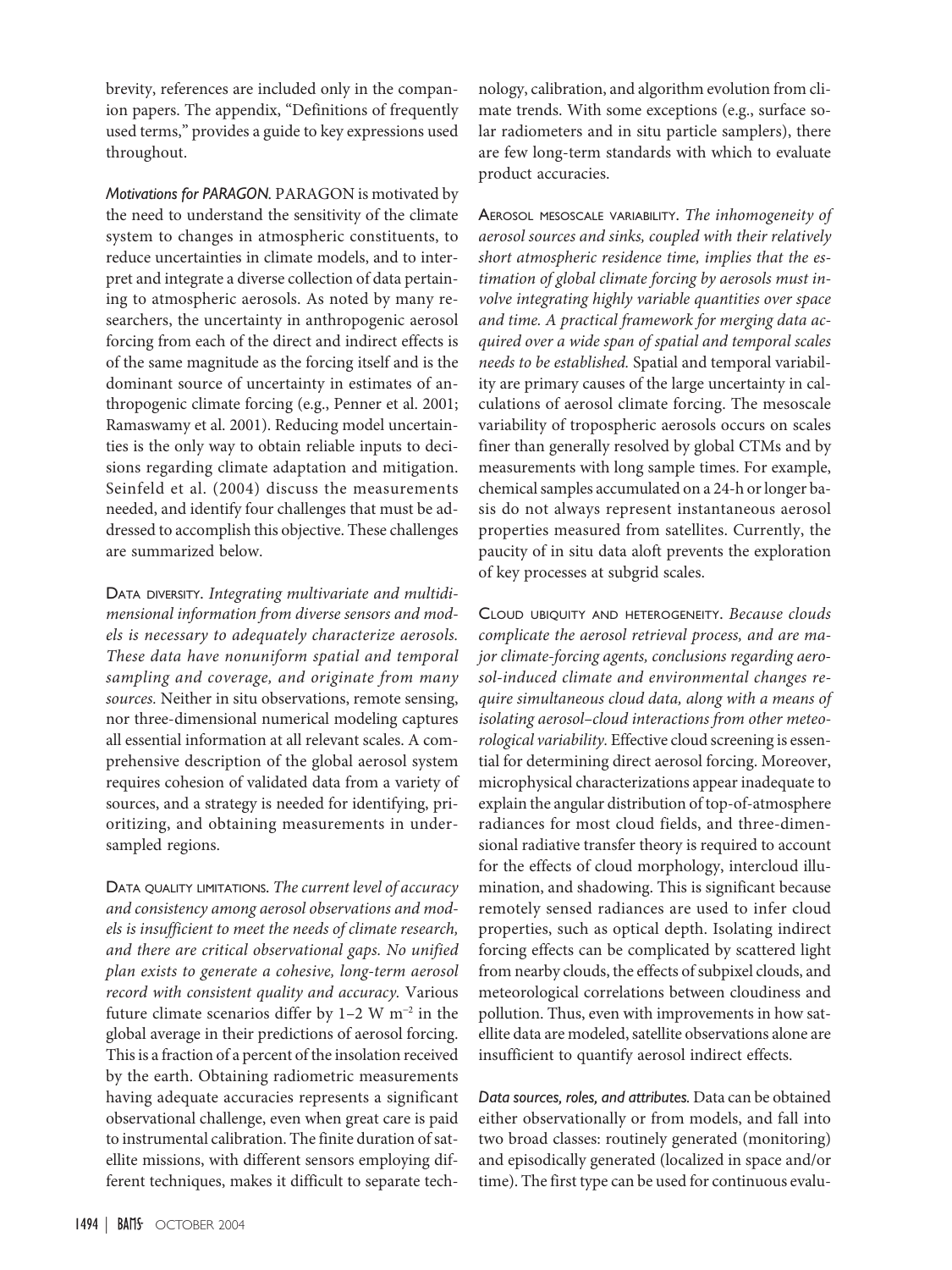brevity, references are included only in the companion papers. The appendix, "Definitions of frequently used terms," provides a guide to key expressions used throughout.

*Motivations for PARAGON.* PARAGON is motivated by the need to understand the sensitivity of the climate system to changes in atmospheric constituents, to reduce uncertainties in climate models, and to interpret and integrate a diverse collection of data pertaining to atmospheric aerosols. As noted by many researchers, the uncertainty in anthropogenic aerosol forcing from each of the direct and indirect effects is of the same magnitude as the forcing itself and is the dominant source of uncertainty in estimates of anthropogenic climate forcing (e.g., Penner et al. 2001; Ramaswamy et al. 2001). Reducing model uncertainties is the only way to obtain reliable inputs to decisions regarding climate adaptation and mitigation. Seinfeld et al. (2004) discuss the measurements needed, and identify four challenges that must be addressed to accomplish this objective. These challenges are summarized below.

DATA DIVERSITY. *Integrating multivariate and multidimensional information from diverse sensors and models is necessary to adequately characterize aerosols. These data have nonuniform spatial and temporal sampling and coverage, and originate from many sources.* Neither in situ observations, remote sensing, nor three-dimensional numerical modeling captures all essential information at all relevant scales. A comprehensive description of the global aerosol system requires cohesion of validated data from a variety of sources, and a strategy is needed for identifying, prioritizing, and obtaining measurements in undersampled regions.

DATA QUALITY LIMITATIONS. *The current level of accuracy and consistency among aerosol observations and models is insufficient to meet the needs of climate research, and there are critical observational gaps. No unified plan exists to generate a cohesive, long-term aerosol record with consistent quality and accuracy.* Various future climate scenarios differ by 1–2 W m$^{-2}$ in the global average in their predictions of aerosol forcing. This is a fraction of a percent of the insolation received by the earth. Obtaining radiometric measurements having adequate accuracies represents a significant observational challenge, even when great care is paid to instrumental calibration. The finite duration of satellite missions, with different sensors employing different techniques, makes it difficult to separate technology, calibration, and algorithm evolution from climate trends. With some exceptions (e.g., surface solar radiometers and in situ particle samplers), there are few long-term standards with which to evaluate product accuracies.

AEROSOL MESOSCALE VARIABILITY. *The inhomogeneity of aerosol sources and sinks, coupled with their relatively short atmospheric residence time, implies that the estimation of global climate forcing by aerosols must involve integrating highly variable quantities over space and time. A practical framework for merging data acquired over a wide span of spatial and temporal scales needs to be established.* Spatial and temporal variability are primary causes of the large uncertainty in calculations of aerosol climate forcing. The mesoscale variability of tropospheric aerosols occurs on scales finer than generally resolved by global CTMs and by measurements with long sample times. For example, chemical samples accumulated on a 24-h or longer basis do not always represent instantaneous aerosol properties measured from satellites. Currently, the paucity of in situ data aloft prevents the exploration of key processes at subgrid scales.

CLOUD UBIQUITY AND HETEROGENEITY. *Because clouds complicate the aerosol retrieval process, and are major climate-forcing agents, conclusions regarding aerosol-induced climate and environmental changes require simultaneous cloud data, along with a means of isolating aerosol–cloud interactions from other meteorological variability.* Effective cloud screening is essential for determining direct aerosol forcing. Moreover, microphysical characterizations appear inadequate to explain the angular distribution of top-of-atmosphere radiances for most cloud fields, and three-dimensional radiative transfer theory is required to account for the effects of cloud morphology, intercloud illumination, and shadowing. This is significant because remotely sensed radiances are used to infer cloud properties, such as optical depth. Isolating indirect forcing effects can be complicated by scattered light from nearby clouds, the effects of subpixel clouds, and meteorological correlations between cloudiness and pollution. Thus, even with improvements in how satellite data are modeled, satellite observations alone are insufficient to quantify aerosol indirect effects.

*Data sources, roles, and attributes.* Data can be obtained either observationally or from models, and fall into two broad classes: routinely generated (monitoring) and episodically generated (localized in space and/or time). The first type can be used for continuous evalu-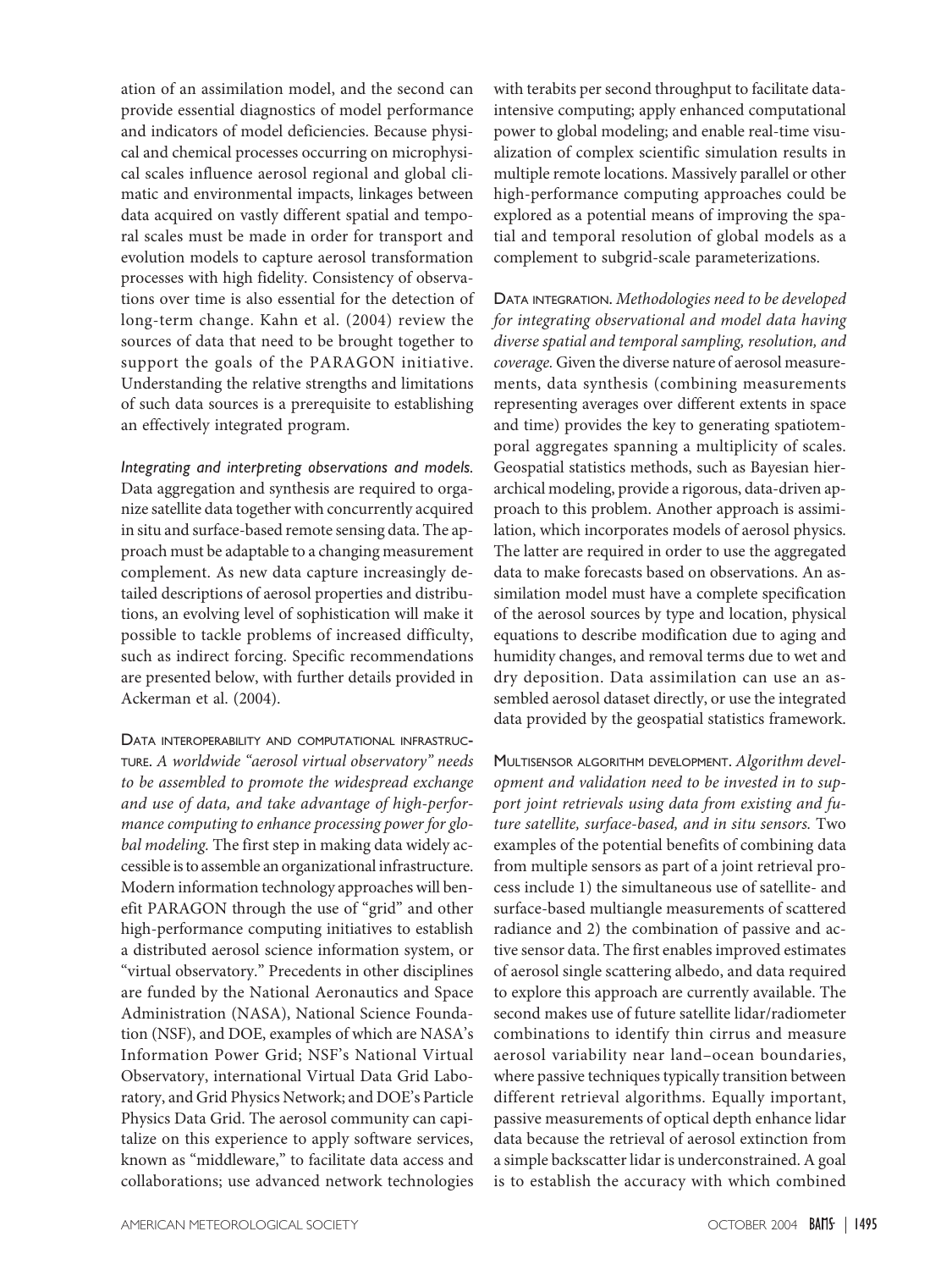ation of an assimilation model, and the second can provide essential diagnostics of model performance and indicators of model deficiencies. Because physical and chemical processes occurring on microphysical scales influence aerosol regional and global climatic and environmental impacts, linkages between data acquired on vastly different spatial and temporal scales must be made in order for transport and evolution models to capture aerosol transformation processes with high fidelity. Consistency of observations over time is also essential for the detection of long-term change. Kahn et al. (2004) review the sources of data that need to be brought together to support the goals of the PARAGON initiative. Understanding the relative strengths and limitations of such data sources is a prerequisite to establishing an effectively integrated program.

### *Integrating and interpreting observations and models.*

Data aggregation and synthesis are required to organize satellite data together with concurrently acquired in situ and surface-based remote sensing data. The approach must be adaptable to a changing measurement complement. As new data capture increasingly detailed descriptions of aerosol properties and distributions, an evolving level of sophistication will make it possible to tackle problems of increased difficulty, such as indirect forcing. Specific recommendations are presented below, with further details provided in Ackerman et al. (2004).

DATA INTEROPERABILITY AND COMPUTATIONAL INFRASTRUCTURE. *A worldwide "aerosol virtual observatory" needs to be assembled to promote the widespread exchange and use of data, and take advantage of high-performance computing to enhance processing power for global modeling.* The first step in making data widely accessible is to assemble an organizational infrastructure. Modern information technology approaches will benefit PARAGON through the use of "grid" and other high-performance computing initiatives to establish a distributed aerosol science information system, or "virtual observatory." Precedents in other disciplines are funded by the National Aeronautics and Space Administration (NASA), National Science Foundation (NSF), and DOE, examples of which are NASA's Information Power Grid; NSF's National Virtual Observatory, international Virtual Data Grid Laboratory, and Grid Physics Network; and DOE's Particle Physics Data Grid. The aerosol community can capitalize on this experience to apply software services, known as "middleware," to facilitate data access and collaborations; use advanced network technologies with terabits per second throughput to facilitate data-intensive computing; apply enhanced computational power to global modeling; and enable real-time visualization of complex scientific simulation results in multiple remote locations. Massively parallel or other high-performance computing approaches could be explored as a potential means of improving the spatial and temporal resolution of global models as a complement to subgrid-scale parameterizations.

DATA INTEGRATION. *Methodologies need to be developed for integrating observational and model data having diverse spatial and temporal sampling, resolution, and coverage.* Given the diverse nature of aerosol measurements, data synthesis (combining measurements representing averages over different extents in space and time) provides the key to generating spatiotemporal aggregates spanning a multiplicity of scales. Geospatial statistics methods, such as Bayesian hierarchical modeling, provide a rigorous, data-driven approach to this problem. Another approach is assimilation, which incorporates models of aerosol physics. The latter are required in order to use the aggregated data to make forecasts based on observations. An assimilation model must have a complete specification of the aerosol sources by type and location, physical equations to describe modification due to aging and humidity changes, and removal terms due to wet and dry deposition. Data assimilation can use an assembled aerosol dataset directly, or use the integrated data provided by the geospatial statistics framework.

MULTISENSOR ALGORITHM DEVELOPMENT. *Algorithm development and validation need to be invested in to support joint retrievals using data from existing and future satellite, surface-based, and in situ sensors.* Two examples of the potential benefits of combining data from multiple sensors as part of a joint retrieval process include 1) the simultaneous use of satellite- and surface-based multiangle measurements of scattered radiance and 2) the combination of passive and active sensor data. The first enables improved estimates of aerosol single scattering albedo, and data required to explore this approach are currently available. The second makes use of future satellite lidar/radiometer combinations to identify thin cirrus and measure aerosol variability near land–ocean boundaries, where passive techniques typically transition between different retrieval algorithms. Equally important, passive measurements of optical depth enhance lidar data because the retrieval of aerosol extinction from a simple backscatter lidar is underconstrained. A goal is to establish the accuracy with which combined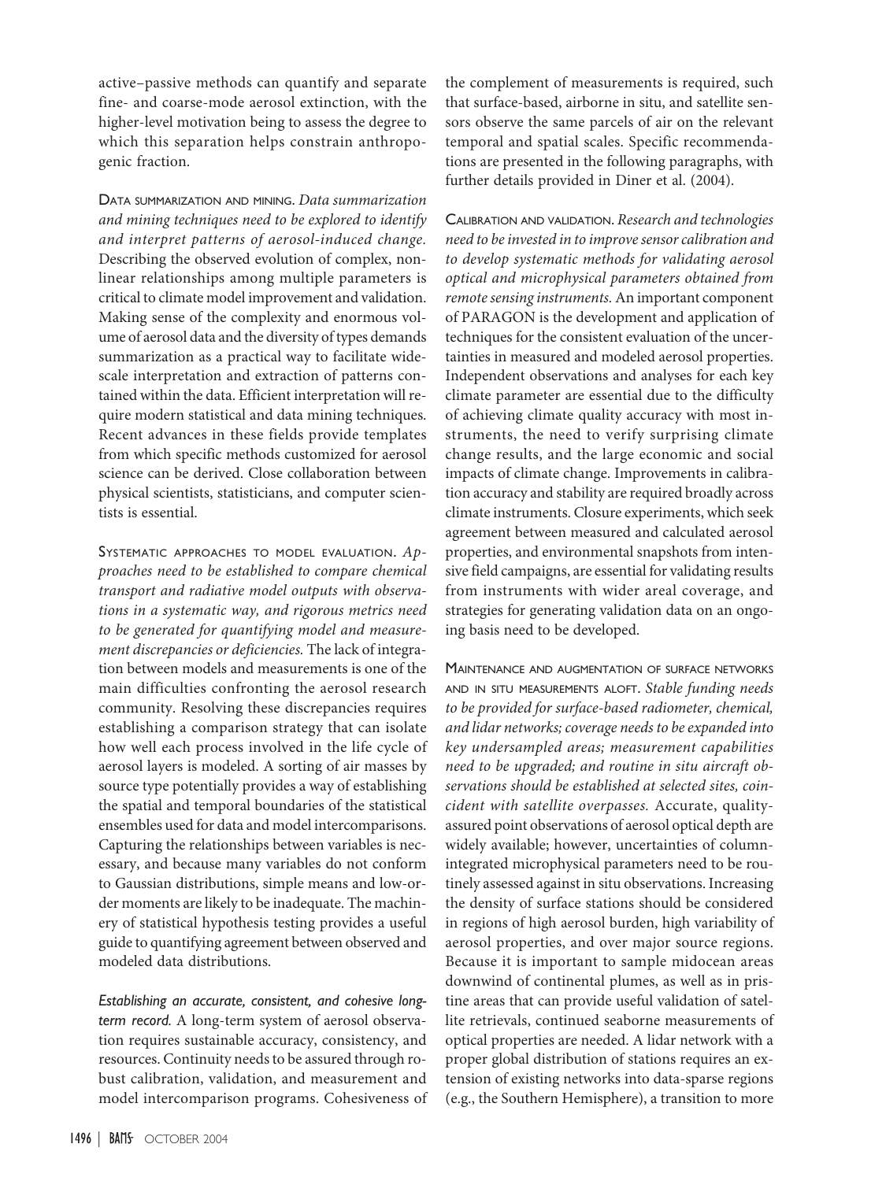active–passive methods can quantify and separate fine- and coarse-mode aerosol extinction, with the higher-level motivation being to assess the degree to which this separation helps constrain anthropogenic fraction.

DATA SUMMARIZATION AND MINING. *Data summarization and mining techniques need to be explored to identify and interpret patterns of aerosol-induced change.* Describing the observed evolution of complex, nonlinear relationships among multiple parameters is critical to climate model improvement and validation. Making sense of the complexity and enormous volume of aerosol data and the diversity of types demands summarization as a practical way to facilitate widescale interpretation and extraction of patterns contained within the data. Efficient interpretation will require modern statistical and data mining techniques. Recent advances in these fields provide templates from which specific methods customized for aerosol science can be derived. Close collaboration between physical scientists, statisticians, and computer scientists is essential.

SYSTEMATIC APPROACHES TO MODEL EVALUATION. *Approaches need to be established to compare chemical transport and radiative model outputs with observations in a systematic way, and rigorous metrics need to be generated for quantifying model and measurement discrepancies or deficiencies.* The lack of integration between models and measurements is one of the main difficulties confronting the aerosol research community. Resolving these discrepancies requires establishing a comparison strategy that can isolate how well each process involved in the life cycle of aerosol layers is modeled. A sorting of air masses by source type potentially provides a way of establishing the spatial and temporal boundaries of the statistical ensembles used for data and model intercomparisons. Capturing the relationships between variables is necessary, and because many variables do not conform to Gaussian distributions, simple means and low-order moments are likely to be inadequate. The machinery of statistical hypothesis testing provides a useful guide to quantifying agreement between observed and modeled data distributions.

*Establishing an accurate, consistent, and cohesive long-term record.* A long-term system of aerosol observation requires sustainable accuracy, consistency, and resources. Continuity needs to be assured through robust calibration, validation, and measurement and model intercomparison programs. Cohesiveness of the complement of measurements is required, such that surface-based, airborne in situ, and satellite sensors observe the same parcels of air on the relevant temporal and spatial scales. Specific recommendations are presented in the following paragraphs, with further details provided in Diner et al. (2004).

CALIBRATION AND VALIDATION. *Research and technologies need to be invested in to improve sensor calibration and to develop systematic methods for validating aerosol optical and microphysical parameters obtained from remote sensing instruments.* An important component of PARAGON is the development and application of techniques for the consistent evaluation of the uncertainties in measured and modeled aerosol properties. Independent observations and analyses for each key climate parameter are essential due to the difficulty of achieving climate quality accuracy with most instruments, the need to verify surprising climate change results, and the large economic and social impacts of climate change. Improvements in calibration accuracy and stability are required broadly across climate instruments. Closure experiments, which seek agreement between measured and calculated aerosol properties, and environmental snapshots from intensive field campaigns, are essential for validating results from instruments with wider areal coverage, and strategies for generating validation data on an ongoing basis need to be developed.

MAINTENANCE AND AUGMENTATION OF SURFACE NETWORKS AND IN SITU MEASUREMENTS ALOFT. *Stable funding needs to be provided for surface-based radiometer, chemical, and lidar networks; coverage needs to be expanded into key undersampled areas; measurement capabilities need to be upgraded; and routine in situ aircraft observations should be established at selected sites, coincident with satellite overpasses.* Accurate, quality-assured point observations of aerosol optical depth are widely available; however, uncertainties of column-integrated microphysical parameters need to be routinely assessed against in situ observations. Increasing the density of surface stations should be considered in regions of high aerosol burden, high variability of aerosol properties, and over major source regions. Because it is important to sample midocean areas downwind of continental plumes, as well as in pristine areas that can provide useful validation of satellite retrievals, continued seaborne measurements of optical properties are needed. A lidar network with a proper global distribution of stations requires an extension of existing networks into data-sparse regions (e.g., the Southern Hemisphere), a transition to more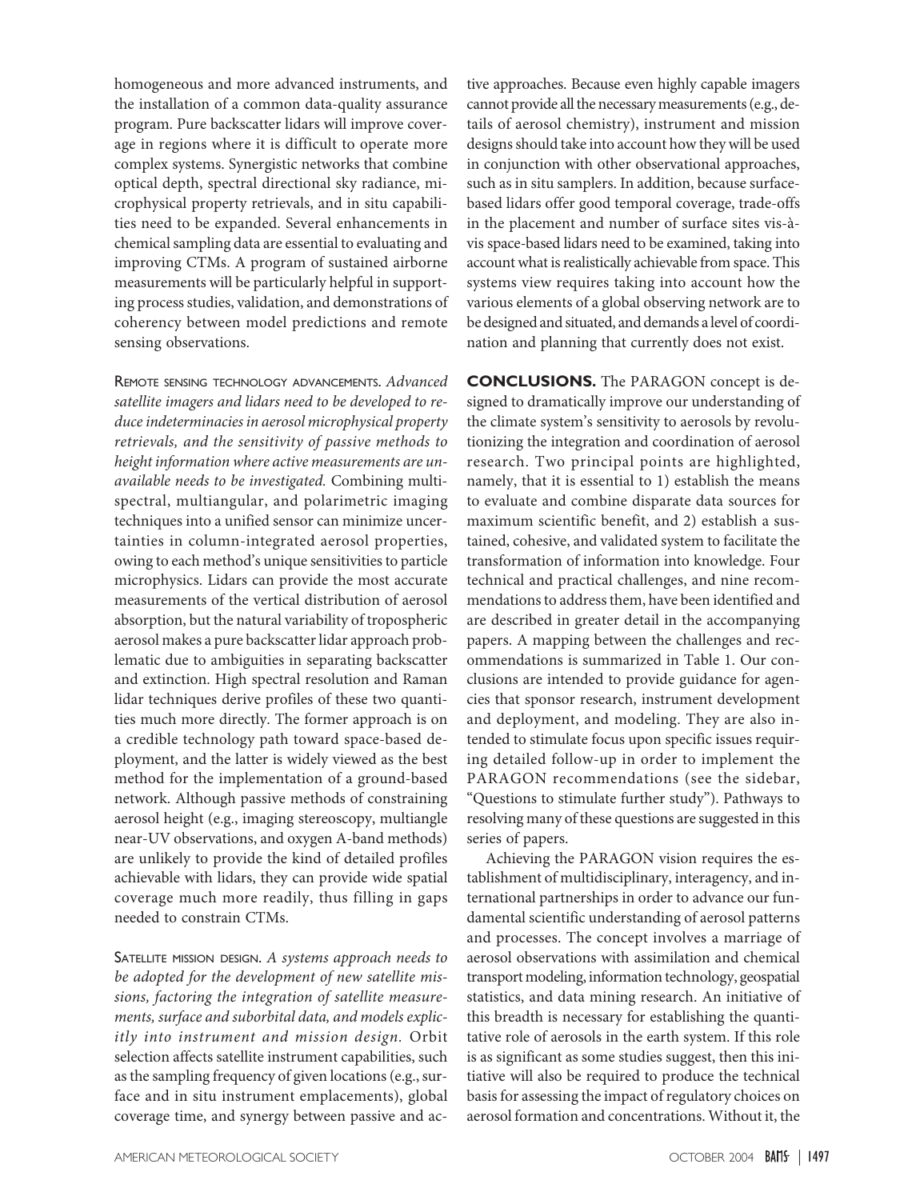homogeneous and more advanced instruments, and the installation of a common data-quality assurance program. Pure backscatter lidars will improve coverage in regions where it is difficult to operate more complex systems. Synergistic networks that combine optical depth, spectral directional sky radiance, microphysical property retrievals, and in situ capabilities need to be expanded. Several enhancements in chemical sampling data are essential to evaluating and improving CTMs. A program of sustained airborne measurements will be particularly helpful in supporting process studies, validation, and demonstrations of coherency between model predictions and remote sensing observations.

REMOTE SENSING TECHNOLOGY ADVANCEMENTS. *Advanced satellite imagers and lidars need to be developed to reduce indeterminacies in aerosol microphysical property retrievals, and the sensitivity of passive methods to height information where active measurements are unavailable needs to be investigated.* Combining multispectral, multiangular, and polarimetric imaging techniques into a unified sensor can minimize uncertainties in column-integrated aerosol properties, owing to each method's unique sensitivities to particle microphysics. Lidars can provide the most accurate measurements of the vertical distribution of aerosol absorption, but the natural variability of tropospheric aerosol makes a pure backscatter lidar approach problematic due to ambiguities in separating backscatter and extinction. High spectral resolution and Raman lidar techniques derive profiles of these two quantities much more directly. The former approach is on a credible technology path toward space-based deployment, and the latter is widely viewed as the best method for the implementation of a ground-based network. Although passive methods of constraining aerosol height (e.g., imaging stereoscopy, multiangle near-UV observations, and oxygen A-band methods) are unlikely to provide the kind of detailed profiles achievable with lidars, they can provide wide spatial coverage much more readily, thus filling in gaps needed to constrain CTMs.

SATELLITE MISSION DESIGN. *A systems approach needs to be adopted for the development of new satellite missions, factoring the integration of satellite measurements, surface and suborbital data, and models explicitly into instrument and mission design.* Orbit selection affects satellite instrument capabilities, such as the sampling frequency of given locations (e.g., surface and in situ instrument emplacements), global coverage time, and synergy between passive and active approaches. Because even highly capable imagers cannot provide all the necessary measurements (e.g., details of aerosol chemistry), instrument and mission designs should take into account how they will be used in conjunction with other observational approaches, such as in situ samplers. In addition, because surface-based lidars offer good temporal coverage, trade-offs in the placement and number of surface sites vis-à-vis space-based lidars need to be examined, taking into account what is realistically achievable from space. This systems view requires taking into account how the various elements of a global observing network are to be designed and situated, and demands a level of coordination and planning that currently does not exist.

## CONCLUSIONS.

The PARAGON concept is designed to dramatically improve our understanding of the climate system's sensitivity to aerosols by revolutionizing the integration and coordination of aerosol research. Two principal points are highlighted, namely, that it is essential to 1) establish the means to evaluate and combine disparate data sources for maximum scientific benefit, and 2) establish a sustained, cohesive, and validated system to facilitate the transformation of information into knowledge. Four technical and practical challenges, and nine recommendations to address them, have been identified and are described in greater detail in the accompanying papers. A mapping between the challenges and recommendations is summarized in Table 1. Our conclusions are intended to provide guidance for agencies that sponsor research, instrument development and deployment, and modeling. They are also intended to stimulate focus upon specific issues requiring detailed follow-up in order to implement the PARAGON recommendations (see the sidebar, "Questions to stimulate further study"). Pathways to resolving many of these questions are suggested in this series of papers.

Achieving the PARAGON vision requires the establishment of multidisciplinary, interagency, and international partnerships in order to advance our fundamental scientific understanding of aerosol patterns and processes. The concept involves a marriage of aerosol observations with assimilation and chemical transport modeling, information technology, geospatial statistics, and data mining research. An initiative of this breadth is necessary for establishing the quantitative role of aerosols in the earth system. If this role is as significant as some studies suggest, then this initiative will also be required to produce the technical basis for assessing the impact of regulatory choices on aerosol formation and concentrations. Without it, the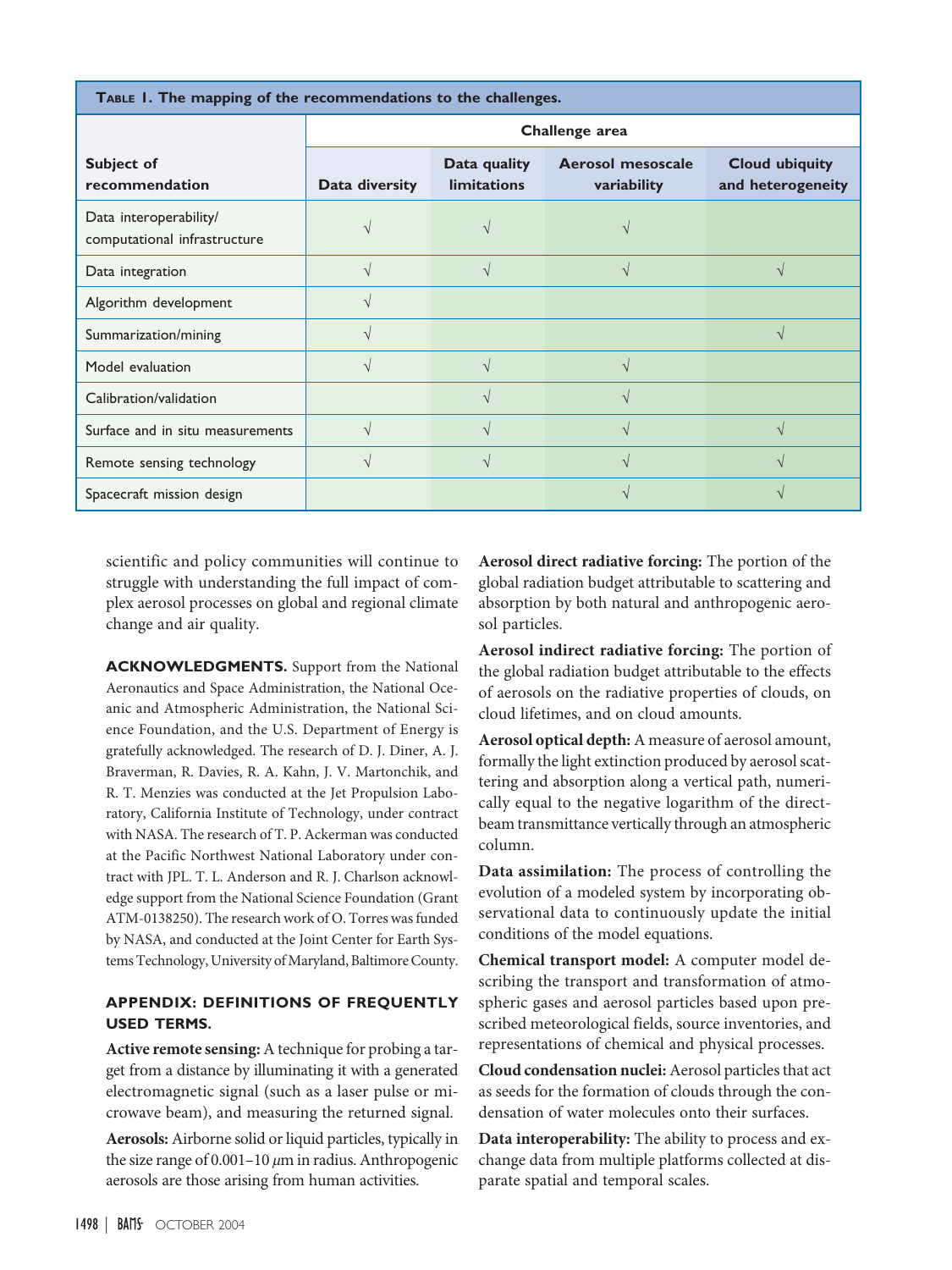**Table 1. The mapping of the recommendations to the challenges.**

| Subject of recommendation | Challenge area | | | |
|---|---|---|---|---|
| | Data diversity | Data quality limitations | Aerosol mesoscale variability | Cloud ubiquity and heterogeneity |
| Data interoperability/ computational infrastructure | √ | √ | √ | |
| Data integration | √ | √ | √ | √ |
| Algorithm development | √ | | | |
| Summarization/mining | √ | | | √ |
| Model evaluation | √ | √ | √ | |
| Calibration/validation | | √ | √ | |
| Surface and in situ measurements | √ | √ | √ | √ |
| Remote sensing technology | √ | √ | √ | √ |
| Spacecraft mission design | | | √ | √ |

scientific and policy communities will continue to struggle with understanding the full impact of complex aerosol processes on global and regional climate change and air quality.

**ACKNOWLEDGMENTS.** Support from the National Aeronautics and Space Administration, the National Oceanic and Atmospheric Administration, the National Science Foundation, and the U.S. Department of Energy is gratefully acknowledged. The research of D. J. Diner, A. J. Braverman, R. Davies, R. A. Kahn, J. V. Martonchik, and R. T. Menzies was conducted at the Jet Propulsion Laboratory, California Institute of Technology, under contract with NASA. The research of T. P. Ackerman was conducted at the Pacific Northwest National Laboratory under contract with JPL. T. L. Anderson and R. J. Charlson acknowledge support from the National Science Foundation (Grant ATM-0138250). The research work of O. Torres was funded by NASA, and conducted at the Joint Center for Earth Systems Technology, University of Maryland, Baltimore County.

## APPENDIX: DEFINITIONS OF FREQUENTLY USED TERMS.

**Active remote sensing:** A technique for probing a target from a distance by illuminating it with a generated electromagnetic signal (such as a laser pulse or microwave beam), and measuring the returned signal.

**Aerosols:** Airborne solid or liquid particles, typically in the size range of 0.001–10 $\mu$m in radius. Anthropogenic aerosols are those arising from human activities.

**Aerosol direct radiative forcing:** The portion of the global radiation budget attributable to scattering and absorption by both natural and anthropogenic aerosol particles.

**Aerosol indirect radiative forcing:** The portion of the global radiation budget attributable to the effects of aerosols on the radiative properties of clouds, on cloud lifetimes, and on cloud amounts.

**Aerosol optical depth:** A measure of aerosol amount, formally the light extinction produced by aerosol scattering and absorption along a vertical path, numerically equal to the negative logarithm of the direct-beam transmittance vertically through an atmospheric column.

**Data assimilation:** The process of controlling the evolution of a modeled system by incorporating observational data to continuously update the initial conditions of the model equations.

**Chemical transport model:** A computer model describing the transport and transformation of atmospheric gases and aerosol particles based upon prescribed meteorological fields, source inventories, and representations of chemical and physical processes.

**Cloud condensation nuclei:** Aerosol particles that act as seeds for the formation of clouds through the condensation of water molecules onto their surfaces.

**Data interoperability:** The ability to process and exchange data from multiple platforms collected at disparate spatial and temporal scales.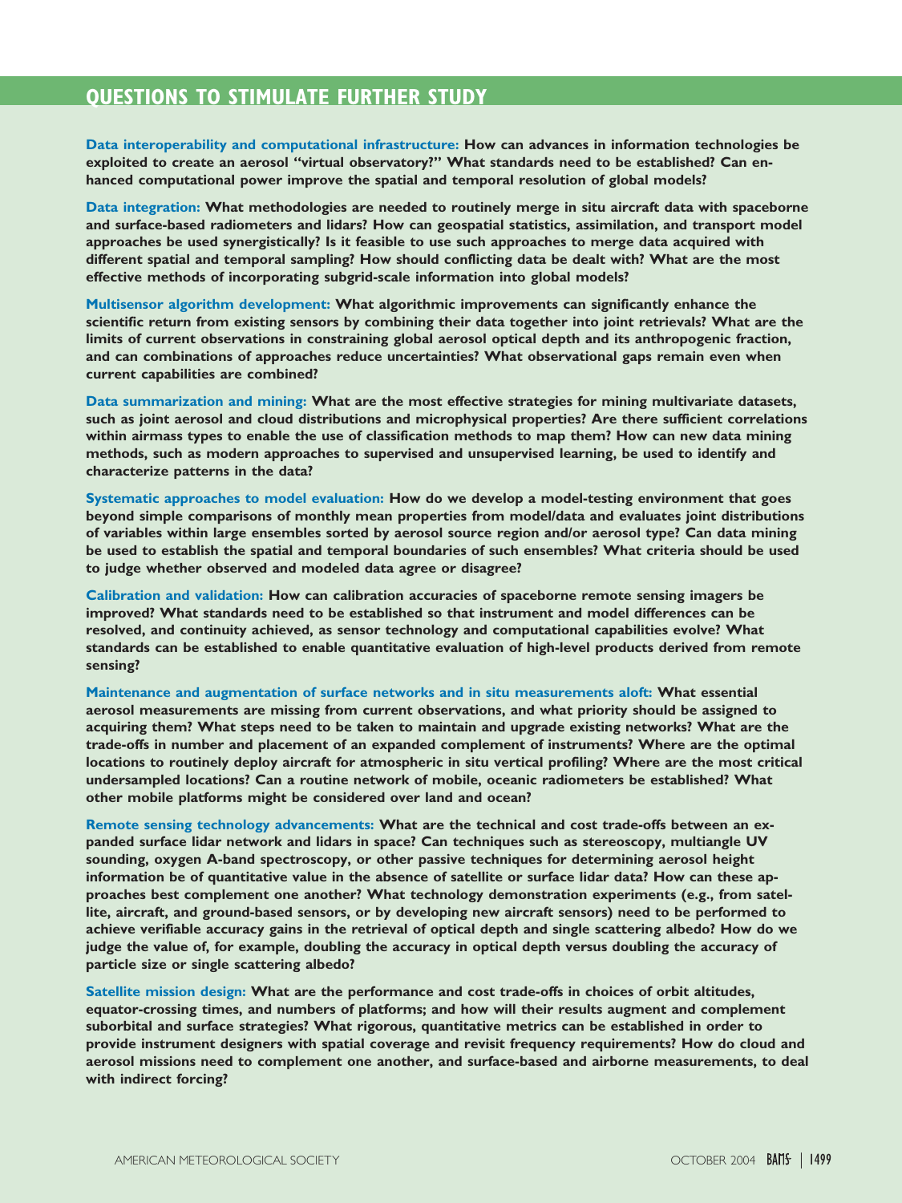## QUESTIONS TO STIMULATE FURTHER STUDY

**Data interoperability and computational infrastructure: How can advances in information technologies be exploited to create an aerosol "virtual observatory?" What standards need to be established? Can enhanced computational power improve the spatial and temporal resolution of global models?**

**Data integration: What methodologies are needed to routinely merge in situ aircraft data with spaceborne and surface-based radiometers and lidars? How can geospatial statistics, assimilation, and transport model approaches be used synergistically? Is it feasible to use such approaches to merge data acquired with different spatial and temporal sampling? How should conflicting data be dealt with? What are the most effective methods of incorporating subgrid-scale information into global models?**

**Multisensor algorithm development: What algorithmic improvements can significantly enhance the scientific return from existing sensors by combining their data together into joint retrievals? What are the limits of current observations in constraining global aerosol optical depth and its anthropogenic fraction, and can combinations of approaches reduce uncertainties? What observational gaps remain even when current capabilities are combined?**

**Data summarization and mining: What are the most effective strategies for mining multivariate datasets, such as joint aerosol and cloud distributions and microphysical properties? Are there sufficient correlations within airmass types to enable the use of classification methods to map them? How can new data mining methods, such as modern approaches to supervised and unsupervised learning, be used to identify and characterize patterns in the data?**

**Systematic approaches to model evaluation: How do we develop a model-testing environment that goes beyond simple comparisons of monthly mean properties from model/data and evaluates joint distributions of variables within large ensembles sorted by aerosol source region and/or aerosol type? Can data mining be used to establish the spatial and temporal boundaries of such ensembles? What criteria should be used to judge whether observed and modeled data agree or disagree?**

**Calibration and validation: How can calibration accuracies of spaceborne remote sensing imagers be improved? What standards need to be established so that instrument and model differences can be resolved, and continuity achieved, as sensor technology and computational capabilities evolve? What standards can be established to enable quantitative evaluation of high-level products derived from remote sensing?**

**Maintenance and augmentation of surface networks and in situ measurements aloft: What essential aerosol measurements are missing from current observations, and what priority should be assigned to acquiring them? What steps need to be taken to maintain and upgrade existing networks? What are the trade-offs in number and placement of an expanded complement of instruments? Where are the optimal locations to routinely deploy aircraft for atmospheric in situ vertical profiling? Where are the most critical undersampled locations? Can a routine network of mobile, oceanic radiometers be established? What other mobile platforms might be considered over land and ocean?**

**Remote sensing technology advancements: What are the technical and cost trade-offs between an expanded surface lidar network and lidars in space? Can techniques such as stereoscopy, multiangle UV sounding, oxygen A-band spectroscopy, or other passive techniques for determining aerosol height information be of quantitative value in the absence of satellite or surface lidar data? How can these approaches best complement one another? What technology demonstration experiments (e.g., from satellite, aircraft, and ground-based sensors, or by developing new aircraft sensors) need to be performed to achieve verifiable accuracy gains in the retrieval of optical depth and single scattering albedo? How do we judge the value of, for example, doubling the accuracy in optical depth versus doubling the accuracy of particle size or single scattering albedo?**

**Satellite mission design: What are the performance and cost trade-offs in choices of orbit altitudes, equator-crossing times, and numbers of platforms; and how will their results augment and complement suborbital and surface strategies? What rigorous, quantitative metrics can be established in order to provide instrument designers with spatial coverage and revisit frequency requirements? How do cloud and aerosol missions need to complement one another, and surface-based and airborne measurements, to deal with indirect forcing?**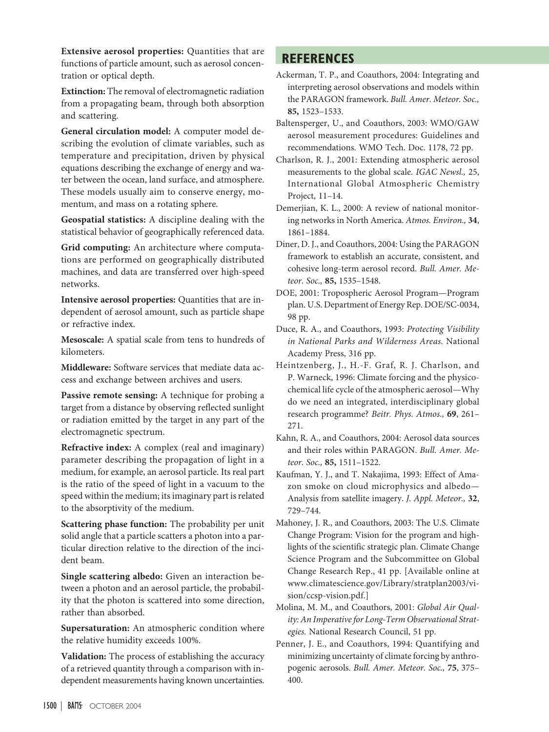**Extensive aerosol properties:** Quantities that are functions of particle amount, such as aerosol concentration or optical depth.

**Extinction:** The removal of electromagnetic radiation from a propagating beam, through both absorption and scattering.

**General circulation model:** A computer model describing the evolution of climate variables, such as temperature and precipitation, driven by physical equations describing the exchange of energy and water between the ocean, land surface, and atmosphere. These models usually aim to conserve energy, momentum, and mass on a rotating sphere.

**Geospatial statistics:** A discipline dealing with the statistical behavior of geographically referenced data.

**Grid computing:** An architecture where computations are performed on geographically distributed machines, and data are transferred over high-speed networks.

**Intensive aerosol properties:** Quantities that are independent of aerosol amount, such as particle shape or refractive index.

**Mesoscale:** A spatial scale from tens to hundreds of kilometers.

**Middleware:** Software services that mediate data access and exchange between archives and users.

**Passive remote sensing:** A technique for probing a target from a distance by observing reflected sunlight or radiation emitted by the target in any part of the electromagnetic spectrum.

**Refractive index:** A complex (real and imaginary) parameter describing the propagation of light in a medium, for example, an aerosol particle. Its real part is the ratio of the speed of light in a vacuum to the speed within the medium; its imaginary part is related to the absorptivity of the medium.

**Scattering phase function:** The probability per unit solid angle that a particle scatters a photon into a particular direction relative to the direction of the incident beam.

**Single scattering albedo:** Given an interaction between a photon and an aerosol particle, the probability that the photon is scattered into some direction, rather than absorbed.

**Supersaturation:** An atmospheric condition where the relative humidity exceeds 100%.

**Validation:** The process of establishing the accuracy of a retrieved quantity through a comparison with independent measurements having known uncertainties.

## REFERENCES

Ackerman, T. P., and Coauthors, 2004: Integrating and interpreting aerosol observations and models within the PARAGON framework. *Bull. Amer. Meteor. Soc.,* **85,** 1523–1533.

Baltensperger, U., and Coauthors, 2003: WMO/GAW aerosol measurement procedures: Guidelines and recommendations. WMO Tech. Doc. 1178, 72 pp.

Charlson, R. J., 2001: Extending atmospheric aerosol measurements to the global scale. *IGAC Newsl.,* 25, International Global Atmospheric Chemistry Project, 11–14.

Demerjian, K. L., 2000: A review of national monitoring networks in North America. *Atmos. Environ.,* **34**, 1861–1884.

Diner, D. J., and Coauthors, 2004: Using the PARAGON framework to establish an accurate, consistent, and cohesive long-term aerosol record. *Bull. Amer. Meteor. Soc.,* **85,** 1535–1548.

DOE, 2001: Tropospheric Aerosol Program—Program plan. U.S. Department of Energy Rep. DOE/SC-0034, 98 pp.

Duce, R. A., and Coauthors, 1993: *Protecting Visibility in National Parks and Wilderness Areas.* National Academy Press, 316 pp.

Heintzenberg, J., H.-F. Graf, R. J. Charlson, and P. Warneck, 1996: Climate forcing and the physico-chemical life cycle of the atmospheric aerosol—Why do we need an integrated, interdisciplinary global research programme? *Beitr. Phys. Atmos.,* **69**, 261–271.

Kahn, R. A., and Coauthors, 2004: Aerosol data sources and their roles within PARAGON. *Bull. Amer. Meteor. Soc.,* **85,** 1511–1522.

Kaufman, Y. J., and T. Nakajima, 1993: Effect of Amazon smoke on cloud microphysics and albedo—Analysis from satellite imagery. *J. Appl. Meteor.,* **32**, 729–744.

Mahoney, J. R., and Coauthors, 2003: The U.S. Climate Change Program: Vision for the program and highlights of the scientific strategic plan. Climate Change Science Program and the Subcommittee on Global Change Research Rep., 41 pp. [Available online at www.climatescience.gov/Library/stratplan2003/vision/ccsp-vision.pdf.]

Molina, M. M., and Coauthors, 2001: *Global Air Quality: An Imperative for Long-Term Observational Strategies.* National Research Council, 51 pp.

Penner, J. E., and Coauthors, 1994: Quantifying and minimizing uncertainty of climate forcing by anthropogenic aerosols. *Bull. Amer. Meteor. Soc.,* **75**, 375–400.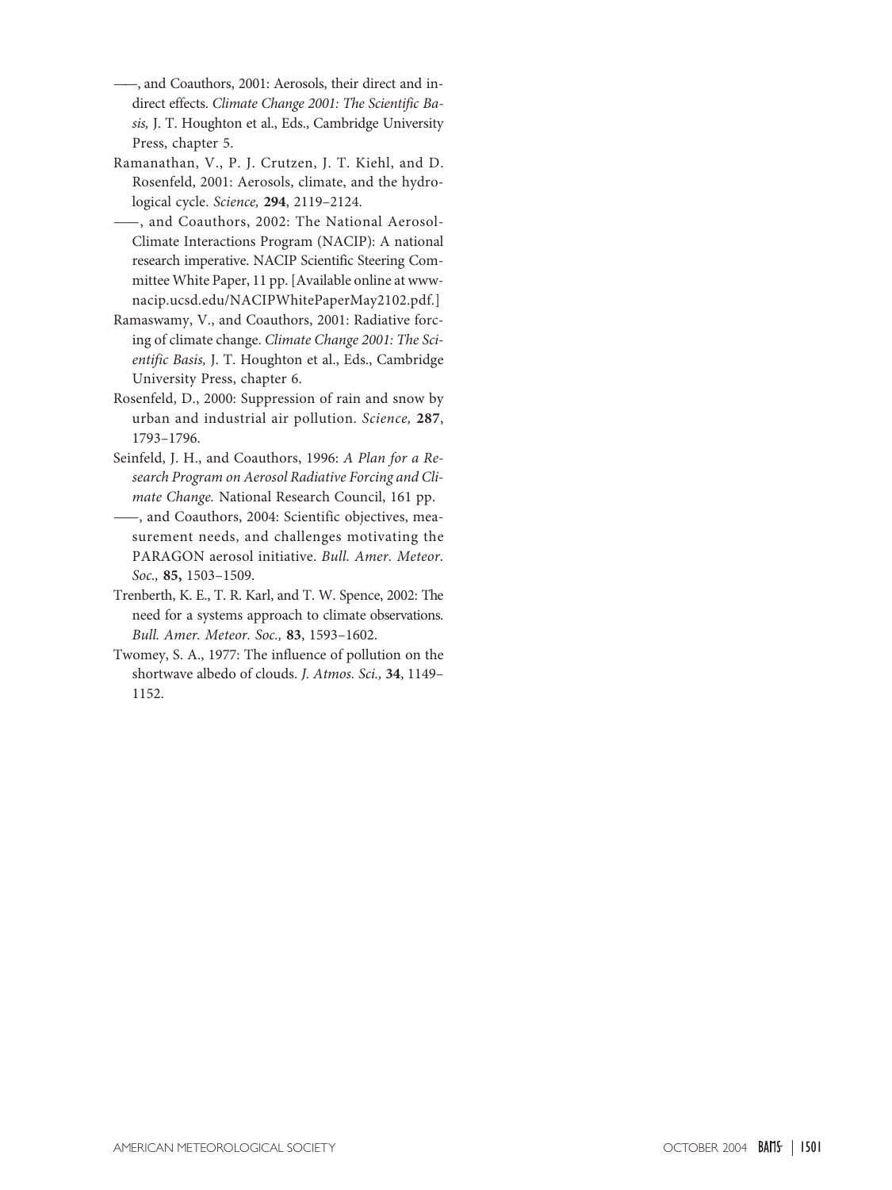——, and Coauthors, 2001: Aerosols, their direct and indirect effects. *Climate Change 2001: The Scientific Basis,* J. T. Houghton et al., Eds., Cambridge University Press, chapter 5.

Ramanathan, V., P. J. Crutzen, J. T. Kiehl, and D. Rosenfeld, 2001: Aerosols, climate, and the hydrological cycle. *Science,* **294**, 2119–2124.

——, and Coauthors, 2002: The National Aerosol-Climate Interactions Program (NACIP): A national research imperative. NACIP Scientific Steering Committee White Paper, 11 pp. [Available online at www-nacip.ucsd.edu/NACIPWhitePaperMay2102.pdf.]

Ramaswamy, V., and Coauthors, 2001: Radiative forcing of climate change. *Climate Change 2001: The Scientific Basis,* J. T. Houghton et al., Eds., Cambridge University Press, chapter 6.

Rosenfeld, D., 2000: Suppression of rain and snow by urban and industrial air pollution. *Science,* **287**, 1793–1796.

Seinfeld, J. H., and Coauthors, 1996: *A Plan for a Research Program on Aerosol Radiative Forcing and Climate Change.* National Research Council, 161 pp.

——, and Coauthors, 2004: Scientific objectives, measurement needs, and challenges motivating the PARAGON aerosol initiative. *Bull. Amer. Meteor. Soc.,* **85,** 1503–1509.

Trenberth, K. E., T. R. Karl, and T. W. Spence, 2002: The need for a systems approach to climate observations. *Bull. Amer. Meteor. Soc.,* **83**, 1593–1602.

Twomey, S. A., 1977: The influence of pollution on the shortwave albedo of clouds. *J. Atmos. Sci.,* **34**, 1149–1152.